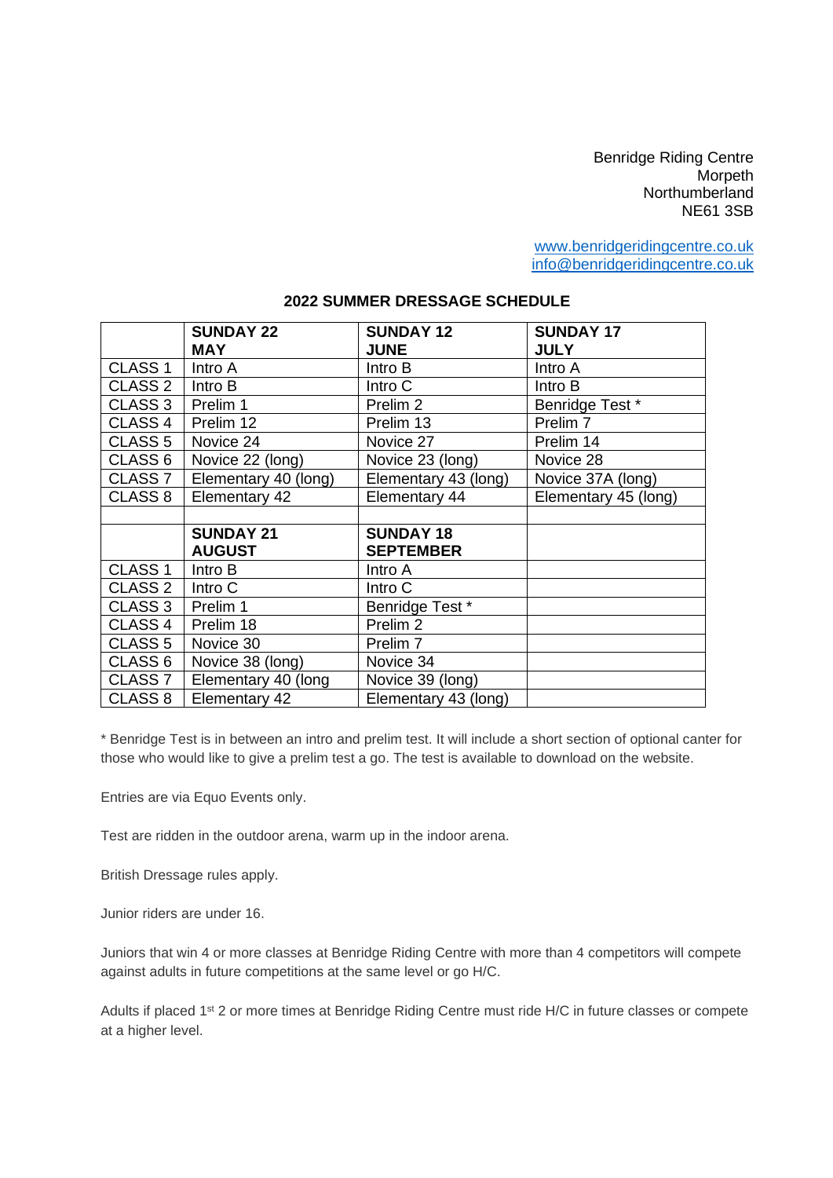Benridge Riding Centre
Morpeth
Northumberland
NE61 3SB

www.benridgeridingcentre.co.uk
info@benridgeridingcentre.co.uk

## 2022 SUMMER DRESSAGE SCHEDULE

| | **SUNDAY 22 MAY** | **SUNDAY 12 JUNE** | **SUNDAY 17 JULY** |
|---|---|---|---|
| CLASS 1 | Intro A | Intro B | Intro A |
| CLASS 2 | Intro B | Intro C | Intro B |
| CLASS 3 | Prelim 1 | Prelim 2 | Benridge Test * |
| CLASS 4 | Prelim 12 | Prelim 13 | Prelim 7 |
| CLASS 5 | Novice 24 | Novice 27 | Prelim 14 |
| CLASS 6 | Novice 22 (long) | Novice 23 (long) | Novice 28 |
| CLASS 7 | Elementary 40 (long) | Elementary 43 (long) | Novice 37A (long) |
| CLASS 8 | Elementary 42 | Elementary 44 | Elementary 45 (long) |
| | | | |
| | **SUNDAY 21 AUGUST** | **SUNDAY 18 SEPTEMBER** | |
| CLASS 1 | Intro B | Intro A | |
| CLASS 2 | Intro C | Intro C | |
| CLASS 3 | Prelim 1 | Benridge Test * | |
| CLASS 4 | Prelim 18 | Prelim 2 | |
| CLASS 5 | Novice 30 | Prelim 7 | |
| CLASS 6 | Novice 38 (long) | Novice 34 | |
| CLASS 7 | Elementary 40 (long | Novice 39 (long) | |
| CLASS 8 | Elementary 42 | Elementary 43 (long) | |

* Benridge Test is in between an intro and prelim test. It will include a short section of optional canter for those who would like to give a prelim test a go. The test is available to download on the website.

Entries are via Equo Events only.

Test are ridden in the outdoor arena, warm up in the indoor arena.

British Dressage rules apply.

Junior riders are under 16.

Juniors that win 4 or more classes at Benridge Riding Centre with more than 4 competitors will compete against adults in future competitions at the same level or go H/C.

Adults if placed 1st 2 or more times at Benridge Riding Centre must ride H/C in future classes or compete at a higher level.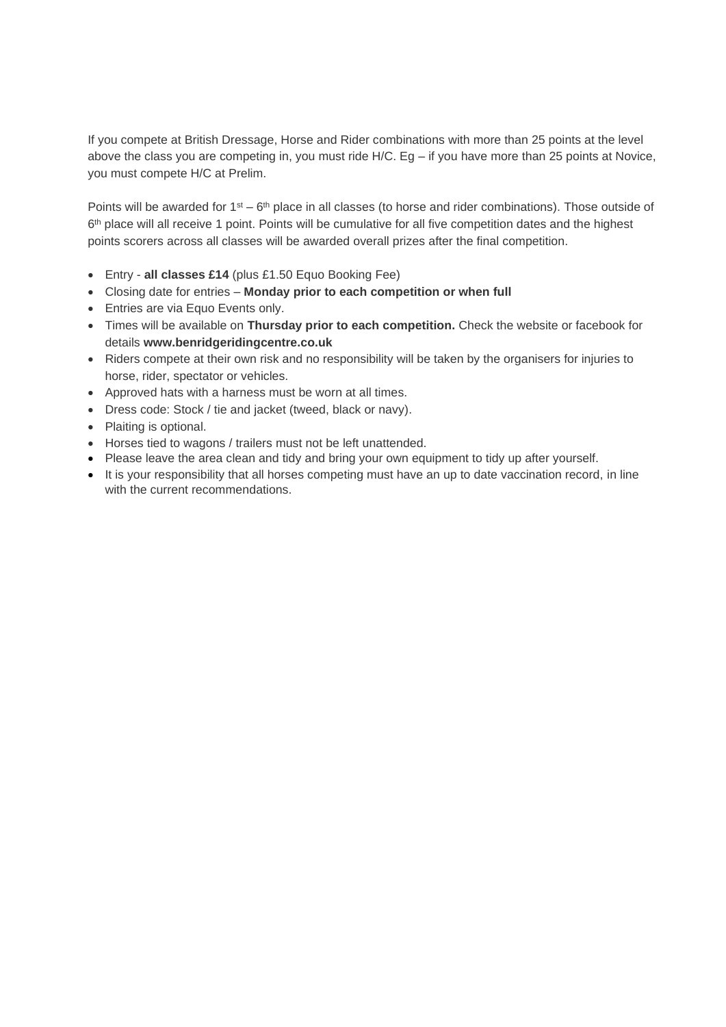If you compete at British Dressage, Horse and Rider combinations with more than 25 points at the level above the class you are competing in, you must ride H/C. Eg – if you have more than 25 points at Novice, you must compete H/C at Prelim.

Points will be awarded for 1st – 6th place in all classes (to horse and rider combinations). Those outside of 6th place will all receive 1 point. Points will be cumulative for all five competition dates and the highest points scorers across all classes will be awarded overall prizes after the final competition.

- Entry - **all classes £14** (plus £1.50 Equo Booking Fee)
- Closing date for entries – **Monday prior to each competition or when full**
- Entries are via Equo Events only.
- Times will be available on **Thursday prior to each competition.** Check the website or facebook for details **www.benridgeridingcentre.co.uk**
- Riders compete at their own risk and no responsibility will be taken by the organisers for injuries to horse, rider, spectator or vehicles.
- Approved hats with a harness must be worn at all times.
- Dress code: Stock / tie and jacket (tweed, black or navy).
- Plaiting is optional.
- Horses tied to wagons / trailers must not be left unattended.
- Please leave the area clean and tidy and bring your own equipment to tidy up after yourself.
- It is your responsibility that all horses competing must have an up to date vaccination record, in line with the current recommendations.